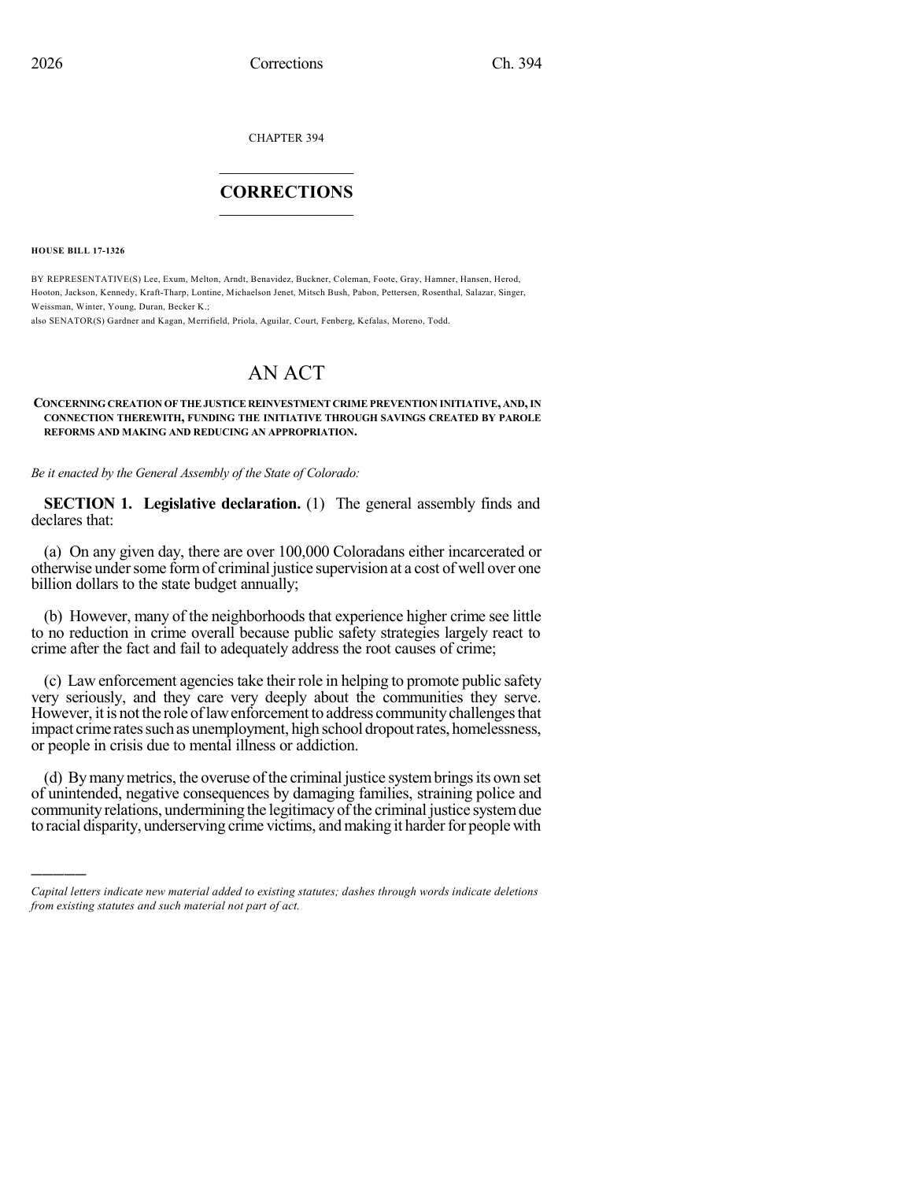CHAPTER 394

# CORRECTIONS

**HOUSE BILL 17-1326**

BY REPRESENTATIVE(S) Lee, Exum, Melton, Arndt, Benavidez, Buckner, Coleman, Foote, Gray, Hamner, Hansen, Herod, Hooton, Jackson, Kennedy, Kraft-Tharp, Lontine, Michaelson Jenet, Mitsch Bush, Pabon, Pettersen, Rosenthal, Salazar, Singer, Weissman, Winter, Young, Duran, Becker K.;
also SENATOR(S) Gardner and Kagan, Merrifield, Priola, Aguilar, Court, Fenberg, Kefalas, Moreno, Todd.

# AN ACT

**CONCERNING CREATION OF THE JUSTICE REINVESTMENT CRIME PREVENTION INITIATIVE, AND, IN CONNECTION THEREWITH, FUNDING THE INITIATIVE THROUGH SAVINGS CREATED BY PAROLE REFORMS AND MAKING AND REDUCING AN APPROPRIATION.**

*Be it enacted by the General Assembly of the State of Colorado:*

**SECTION 1. Legislative declaration.** (1) The general assembly finds and declares that:

(a) On any given day, there are over 100,000 Coloradans either incarcerated or otherwise under some form of criminal justice supervision at a cost of well over one billion dollars to the state budget annually;

(b) However, many of the neighborhoods that experience higher crime see little to no reduction in crime overall because public safety strategies largely react to crime after the fact and fail to adequately address the root causes of crime;

(c) Law enforcement agencies take their role in helping to promote public safety very seriously, and they care very deeply about the communities they serve. However, it is not the role of law enforcement to address community challenges that impact crime rates such as unemployment, high school dropout rates, homelessness, or people in crisis due to mental illness or addiction.

(d) By many metrics, the overuse of the criminal justice system brings its own set of unintended, negative consequences by damaging families, straining police and community relations, undermining the legitimacy of the criminal justice system due to racial disparity, underserving crime victims, and making it harder for people with

---

*Capital letters indicate new material added to existing statutes; dashes through words indicate deletions from existing statutes and such material not part of act.*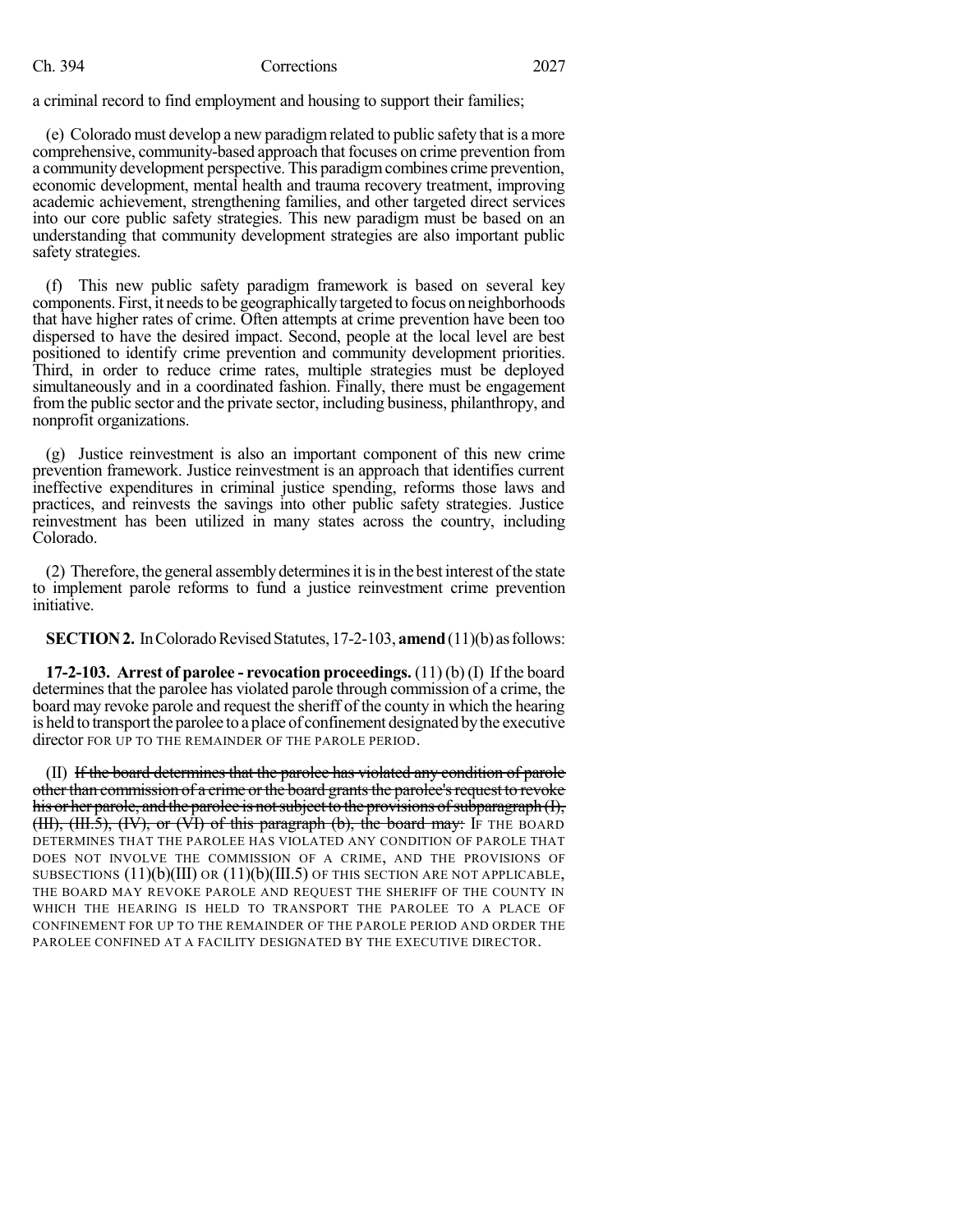a criminal record to find employment and housing to support their families;

(e) Colorado must develop a new paradigm related to public safety that is a more comprehensive, community-based approach that focuses on crime prevention from a community development perspective. This paradigm combines crime prevention, economic development, mental health and trauma recovery treatment, improving academic achievement, strengthening families, and other targeted direct services into our core public safety strategies. This new paradigm must be based on an understanding that community development strategies are also important public safety strategies.

(f) This new public safety paradigm framework is based on several key components. First, it needs to be geographically targeted to focus on neighborhoods that have higher rates of crime. Often attempts at crime prevention have been too dispersed to have the desired impact. Second, people at the local level are best positioned to identify crime prevention and community development priorities. Third, in order to reduce crime rates, multiple strategies must be deployed simultaneously and in a coordinated fashion. Finally, there must be engagement from the public sector and the private sector, including business, philanthropy, and nonprofit organizations.

(g) Justice reinvestment is also an important component of this new crime prevention framework. Justice reinvestment is an approach that identifies current ineffective expenditures in criminal justice spending, reforms those laws and practices, and reinvests the savings into other public safety strategies. Justice reinvestment has been utilized in many states across the country, including Colorado.

(2) Therefore, the general assembly determines it is in the best interest of the state to implement parole reforms to fund a justice reinvestment crime prevention initiative.

**SECTION 2.** In Colorado Revised Statutes, 17-2-103, **amend** (11)(b) as follows:

**17-2-103. Arrest of parolee - revocation proceedings.** (11) (b) (I) If the board determines that the parolee has violated parole through commission of a crime, the board may revoke parole and request the sheriff of the county in which the hearing is held to transport the parolee to a place of confinement designated by the executive director FOR UP TO THE REMAINDER OF THE PAROLE PERIOD.

(II) ~~If the board determines that the parolee has violated any condition of parole other than commission of a crime or the board grants the parolee's request to revoke his or her parole, and the parolee is not subject to the provisions of subparagraph (I), (III), (III.5), (IV), or (VI) of this paragraph (b), the board may:~~ IF THE BOARD DETERMINES THAT THE PAROLEE HAS VIOLATED ANY CONDITION OF PAROLE THAT DOES NOT INVOLVE THE COMMISSION OF A CRIME, AND THE PROVISIONS OF SUBSECTIONS (11)(b)(III) OR (11)(b)(III.5) OF THIS SECTION ARE NOT APPLICABLE, THE BOARD MAY REVOKE PAROLE AND REQUEST THE SHERIFF OF THE COUNTY IN WHICH THE HEARING IS HELD TO TRANSPORT THE PAROLEE TO A PLACE OF CONFINEMENT FOR UP TO THE REMAINDER OF THE PAROLE PERIOD AND ORDER THE PAROLEE CONFINED AT A FACILITY DESIGNATED BY THE EXECUTIVE DIRECTOR.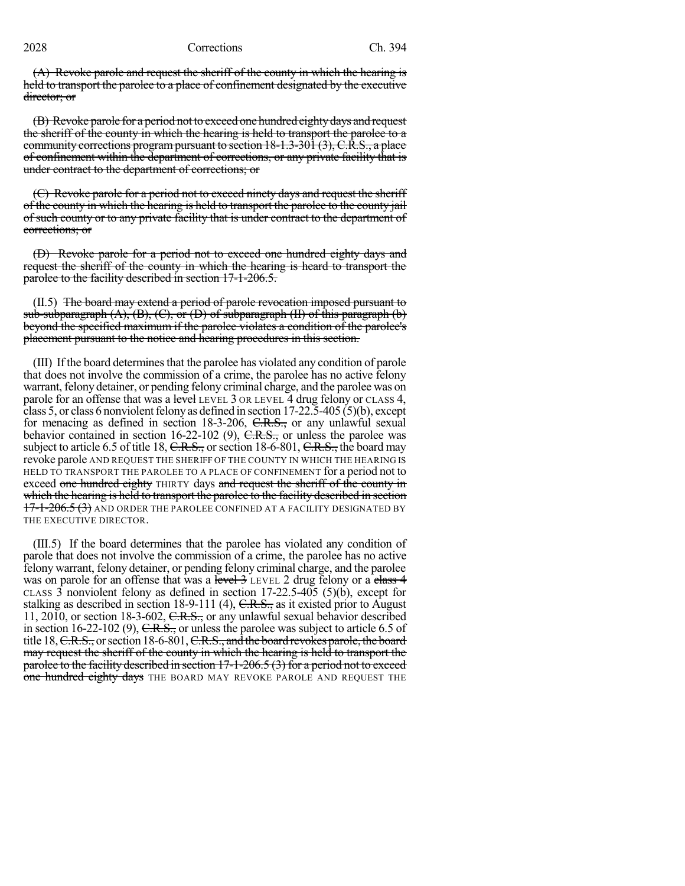~~(A) Revoke parole and request the sheriff of the county in which the hearing is held to transport the parolee to a place of confinement designated by the executive director; or~~

~~(B) Revoke parole for a period not to exceed one hundred eighty days and request the sheriff of the county in which the hearing is held to transport the parolee to a community corrections program pursuant to section 18-1.3-301 (3), C.R.S., a place of confinement within the department of corrections, or any private facility that is under contract to the department of corrections; or~~

~~(C) Revoke parole for a period not to exceed ninety days and request the sheriff of the county in which the hearing is held to transport the parolee to the county jail of such county or to any private facility that is under contract to the department of corrections; or~~

~~(D) Revoke parole for a period not to exceed one hundred eighty days and request the sheriff of the county in which the hearing is heard to transport the parolee to the facility described in section 17-1-206.5.~~

(II.5) ~~The board may extend a period of parole revocation imposed pursuant to sub-subparagraph (A), (B), (C), or (D) of subparagraph (II) of this paragraph (b) beyond the specified maximum if the parolee violates a condition of the parolee's placement pursuant to the notice and hearing procedures in this section.~~

(III) If the board determines that the parolee has violated any condition of parole that does not involve the commission of a crime, the parolee has no active felony warrant, felony detainer, or pending felony criminal charge, and the parolee was on parole for an offense that was a ~~level~~ LEVEL 3 OR LEVEL 4 drug felony or CLASS 4, class 5, or class 6 nonviolent felony as defined in section 17-22.5-405 (5)(b), except for menacing as defined in section 18-3-206, ~~C.R.S.,~~ or any unlawful sexual behavior contained in section 16-22-102 (9), ~~C.R.S.,~~ or unless the parolee was subject to article 6.5 of title 18, ~~C.R.S.,~~ or section 18-6-801, ~~C.R.S.,~~ the board may revoke parole AND REQUEST THE SHERIFF OF THE COUNTY IN WHICH THE HEARING IS HELD TO TRANSPORT THE PAROLEE TO A PLACE OF CONFINEMENT for a period not to exceed ~~one hundred eighty~~ THIRTY days ~~and request the sheriff of the county in which the hearing is held to transport the parolee to the facility described in section 17-1-206.5 (3)~~ AND ORDER THE PAROLEE CONFINED AT A FACILITY DESIGNATED BY THE EXECUTIVE DIRECTOR.

(III.5) If the board determines that the parolee has violated any condition of parole that does not involve the commission of a crime, the parolee has no active felony warrant, felony detainer, or pending felony criminal charge, and the parolee was on parole for an offense that was a ~~level 3~~ LEVEL 2 drug felony or a ~~class 4~~ CLASS 3 nonviolent felony as defined in section 17-22.5-405 (5)(b), except for stalking as described in section 18-9-111 (4), ~~C.R.S.,~~ as it existed prior to August 11, 2010, or section 18-3-602, ~~C.R.S.,~~ or any unlawful sexual behavior described in section 16-22-102 (9), ~~C.R.S.,~~ or unless the parolee was subject to article 6.5 of title 18, ~~C.R.S.,~~ or section 18-6-801, ~~C.R.S., and the board revokes parole, the board may request the sheriff of the county in which the hearing is held to transport the parolee to the facility described in section 17-1-206.5 (3) for a period not to exceed one hundred eighty days~~ THE BOARD MAY REVOKE PAROLE AND REQUEST THE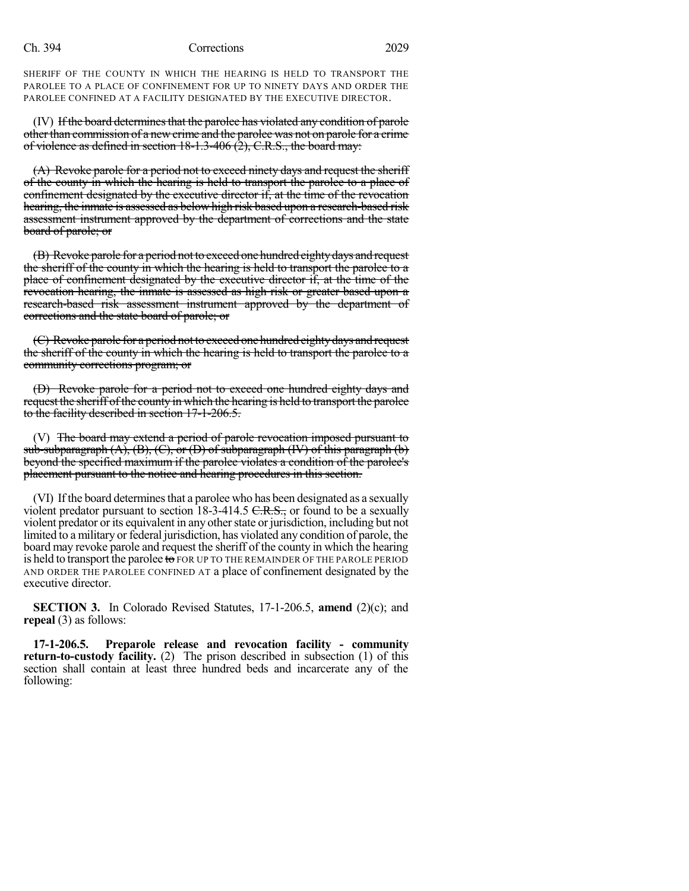SHERIFF OF THE COUNTY IN WHICH THE HEARING IS HELD TO TRANSPORT THE PAROLEE TO A PLACE OF CONFINEMENT FOR UP TO NINETY DAYS AND ORDER THE PAROLEE CONFINED AT A FACILITY DESIGNATED BY THE EXECUTIVE DIRECTOR.

(IV) ~~If the board determines that the parolee has violated any condition of parole other than commission of a new crime and the parolee was not on parole for a crime of violence as defined in section 18-1.3-406 (2), C.R.S., the board may:~~

~~(A) Revoke parole for a period not to exceed ninety days and request the sheriff of the county in which the hearing is held to transport the parolee to a place of confinement designated by the executive director if, at the time of the revocation hearing, the inmate is assessed as below high risk based upon a research-based risk assessment instrument approved by the department of corrections and the state board of parole; or~~

~~(B) Revoke parole for a period not to exceed one hundred eighty days and request the sheriff of the county in which the hearing is held to transport the parolee to a place of confinement designated by the executive director if, at the time of the revocation hearing, the inmate is assessed as high risk or greater based upon a research-based risk assessment instrument approved by the department of corrections and the state board of parole; or~~

~~(C) Revoke parole for a period not to exceed one hundred eighty days and request the sheriff of the county in which the hearing is held to transport the parolee to a community corrections program; or~~

~~(D) Revoke parole for a period not to exceed one hundred eighty days and request the sheriff of the county in which the hearing is held to transport the parolee to the facility described in section 17-1-206.5.~~

(V) ~~The board may extend a period of parole revocation imposed pursuant to sub-subparagraph (A), (B), (C), or (D) of subparagraph (IV) of this paragraph (b) beyond the specified maximum if the parolee violates a condition of the parolee's placement pursuant to the notice and hearing procedures in this section.~~

(VI) If the board determines that a parolee who has been designated as a sexually violent predator pursuant to section 18-3-414.5 ~~C.R.S.,~~ or found to be a sexually violent predator or its equivalent in any other state or jurisdiction, including but not limited to a military or federal jurisdiction, has violated any condition of parole, the board may revoke parole and request the sheriff of the county in which the hearing is held to transport the parolee ~~to~~ FOR UP TO THE REMAINDER OF THE PAROLE PERIOD AND ORDER THE PAROLEE CONFINED AT a place of confinement designated by the executive director.

**SECTION 3.** In Colorado Revised Statutes, 17-1-206.5, **amend** (2)(c); and **repeal** (3) as follows:

**17-1-206.5. Preparole release and revocation facility - community return-to-custody facility.** (2) The prison described in subsection (1) of this section shall contain at least three hundred beds and incarcerate any of the following: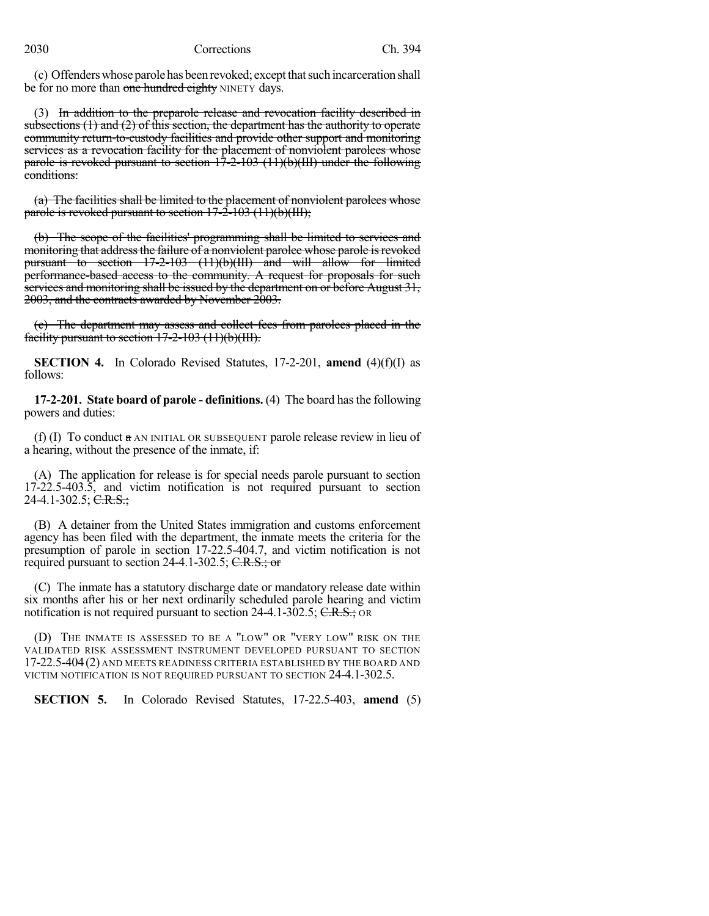(c) Offenders whose parole has been revoked; except that such incarceration shall be for no more than ~~one hundred eighty~~ NINETY days.

(3) ~~In addition to the preparole release and revocation facility described in subsections (1) and (2) of this section, the department has the authority to operate community return-to-custody facilities and provide other support and monitoring services as a revocation facility for the placement of nonviolent parolees whose parole is revoked pursuant to section 17-2-103 (11)(b)(III) under the following conditions:~~

~~(a) The facilities shall be limited to the placement of nonviolent parolees whose parole is revoked pursuant to section 17-2-103 (11)(b)(III);~~

~~(b) The scope of the facilities' programming shall be limited to services and monitoring that address the failure of a nonviolent parolee whose parole is revoked pursuant to section 17-2-103 (11)(b)(III) and will allow for limited performance-based access to the community. A request for proposals for such services and monitoring shall be issued by the department on or before August 31, 2003, and the contracts awarded by November 2003.~~

~~(c) The department may assess and collect fees from parolees placed in the facility pursuant to section 17-2-103 (11)(b)(III).~~

**SECTION 4.** In Colorado Revised Statutes, 17-2-201, **amend** (4)(f)(I) as follows:

**17-2-201. State board of parole - definitions.** (4) The board has the following powers and duties:

(f) (I) To conduct ~~a~~ AN INITIAL OR SUBSEQUENT parole release review in lieu of a hearing, without the presence of the inmate, if:

(A) The application for release is for special needs parole pursuant to section 17-22.5-403.5, and victim notification is not required pursuant to section 24-4.1-302.5; ~~C.R.S.;~~

(B) A detainer from the United States immigration and customs enforcement agency has been filed with the department, the inmate meets the criteria for the presumption of parole in section 17-22.5-404.7, and victim notification is not required pursuant to section 24-4.1-302.5; ~~C.R.S.; or~~

(C) The inmate has a statutory discharge date or mandatory release date within six months after his or her next ordinarily scheduled parole hearing and victim notification is not required pursuant to section 24-4.1-302.5; ~~C.R.S.;~~ OR

(D) THE INMATE IS ASSESSED TO BE A "LOW" OR "VERY LOW" RISK ON THE VALIDATED RISK ASSESSMENT INSTRUMENT DEVELOPED PURSUANT TO SECTION 17-22.5-404 (2) AND MEETS READINESS CRITERIA ESTABLISHED BY THE BOARD AND VICTIM NOTIFICATION IS NOT REQUIRED PURSUANT TO SECTION 24-4.1-302.5.

**SECTION 5.** In Colorado Revised Statutes, 17-22.5-403, **amend** (5)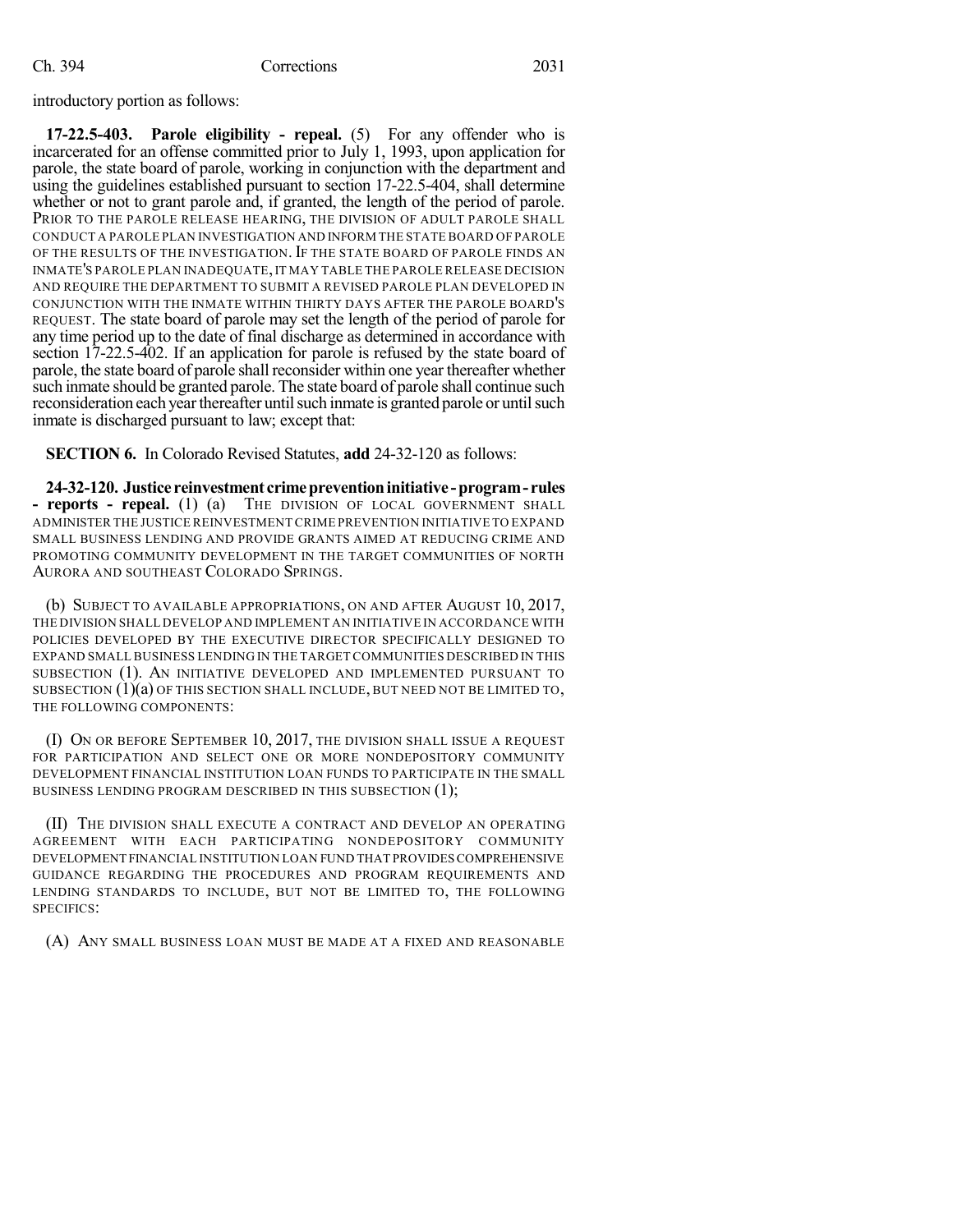introductory portion as follows:

**17-22.5-403. Parole eligibility - repeal.** (5) For any offender who is incarcerated for an offense committed prior to July 1, 1993, upon application for parole, the state board of parole, working in conjunction with the department and using the guidelines established pursuant to section 17-22.5-404, shall determine whether or not to grant parole and, if granted, the length of the period of parole. PRIOR TO THE PAROLE RELEASE HEARING, THE DIVISION OF ADULT PAROLE SHALL CONDUCT A PAROLE PLAN INVESTIGATION AND INFORM THE STATE BOARD OF PAROLE OF THE RESULTS OF THE INVESTIGATION. IF THE STATE BOARD OF PAROLE FINDS AN INMATE'S PAROLE PLAN INADEQUATE, IT MAY TABLE THE PAROLE RELEASE DECISION AND REQUIRE THE DEPARTMENT TO SUBMIT A REVISED PAROLE PLAN DEVELOPED IN CONJUNCTION WITH THE INMATE WITHIN THIRTY DAYS AFTER THE PAROLE BOARD'S REQUEST. The state board of parole may set the length of the period of parole for any time period up to the date of final discharge as determined in accordance with section 17-22.5-402. If an application for parole is refused by the state board of parole, the state board of parole shall reconsider within one year thereafter whether such inmate should be granted parole. The state board of parole shall continue such reconsideration each year thereafter until such inmate is granted parole or until such inmate is discharged pursuant to law; except that:

**SECTION 6.** In Colorado Revised Statutes, **add** 24-32-120 as follows:

**24-32-120. Justice reinvestment crime prevention initiative - program - rules - reports - repeal.** (1) (a) THE DIVISION OF LOCAL GOVERNMENT SHALL ADMINISTER THE JUSTICE REINVESTMENT CRIME PREVENTION INITIATIVE TO EXPAND SMALL BUSINESS LENDING AND PROVIDE GRANTS AIMED AT REDUCING CRIME AND PROMOTING COMMUNITY DEVELOPMENT IN THE TARGET COMMUNITIES OF NORTH AURORA AND SOUTHEAST COLORADO SPRINGS.

(b) SUBJECT TO AVAILABLE APPROPRIATIONS, ON AND AFTER AUGUST 10, 2017, THE DIVISION SHALL DEVELOP AND IMPLEMENT AN INITIATIVE IN ACCORDANCE WITH POLICIES DEVELOPED BY THE EXECUTIVE DIRECTOR SPECIFICALLY DESIGNED TO EXPAND SMALL BUSINESS LENDING IN THE TARGET COMMUNITIES DESCRIBED IN THIS SUBSECTION (1). AN INITIATIVE DEVELOPED AND IMPLEMENTED PURSUANT TO SUBSECTION (1)(a) OF THIS SECTION SHALL INCLUDE, BUT NEED NOT BE LIMITED TO, THE FOLLOWING COMPONENTS:

(I) ON OR BEFORE SEPTEMBER 10, 2017, THE DIVISION SHALL ISSUE A REQUEST FOR PARTICIPATION AND SELECT ONE OR MORE NONDEPOSITORY COMMUNITY DEVELOPMENT FINANCIAL INSTITUTION LOAN FUNDS TO PARTICIPATE IN THE SMALL BUSINESS LENDING PROGRAM DESCRIBED IN THIS SUBSECTION (1);

(II) THE DIVISION SHALL EXECUTE A CONTRACT AND DEVELOP AN OPERATING AGREEMENT WITH EACH PARTICIPATING NONDEPOSITORY COMMUNITY DEVELOPMENT FINANCIAL INSTITUTION LOAN FUND THAT PROVIDES COMPREHENSIVE GUIDANCE REGARDING THE PROCEDURES AND PROGRAM REQUIREMENTS AND LENDING STANDARDS TO INCLUDE, BUT NOT BE LIMITED TO, THE FOLLOWING SPECIFICS:

(A) ANY SMALL BUSINESS LOAN MUST BE MADE AT A FIXED AND REASONABLE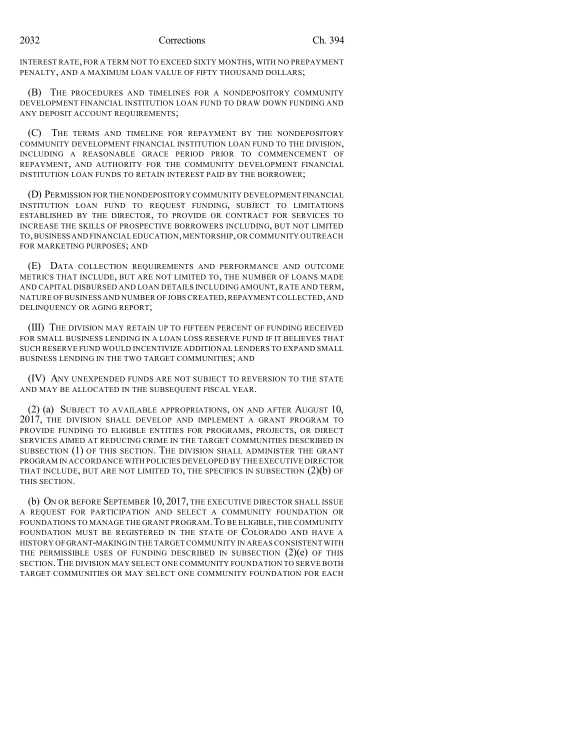INTEREST RATE, FOR A TERM NOT TO EXCEED SIXTY MONTHS, WITH NO PREPAYMENT PENALTY, AND A MAXIMUM LOAN VALUE OF FIFTY THOUSAND DOLLARS;

(B) THE PROCEDURES AND TIMELINES FOR A NONDEPOSITORY COMMUNITY DEVELOPMENT FINANCIAL INSTITUTION LOAN FUND TO DRAW DOWN FUNDING AND ANY DEPOSIT ACCOUNT REQUIREMENTS;

(C) THE TERMS AND TIMELINE FOR REPAYMENT BY THE NONDEPOSITORY COMMUNITY DEVELOPMENT FINANCIAL INSTITUTION LOAN FUND TO THE DIVISION, INCLUDING A REASONABLE GRACE PERIOD PRIOR TO COMMENCEMENT OF REPAYMENT, AND AUTHORITY FOR THE COMMUNITY DEVELOPMENT FINANCIAL INSTITUTION LOAN FUNDS TO RETAIN INTEREST PAID BY THE BORROWER;

(D) PERMISSION FOR THE NONDEPOSITORY COMMUNITY DEVELOPMENT FINANCIAL INSTITUTION LOAN FUND TO REQUEST FUNDING, SUBJECT TO LIMITATIONS ESTABLISHED BY THE DIRECTOR, TO PROVIDE OR CONTRACT FOR SERVICES TO INCREASE THE SKILLS OF PROSPECTIVE BORROWERS INCLUDING, BUT NOT LIMITED TO, BUSINESS AND FINANCIAL EDUCATION, MENTORSHIP, OR COMMUNITY OUTREACH FOR MARKETING PURPOSES; AND

(E) DATA COLLECTION REQUIREMENTS AND PERFORMANCE AND OUTCOME METRICS THAT INCLUDE, BUT ARE NOT LIMITED TO, THE NUMBER OF LOANS MADE AND CAPITAL DISBURSED AND LOAN DETAILS INCLUDING AMOUNT, RATE AND TERM, NATURE OF BUSINESS AND NUMBER OF JOBS CREATED, REPAYMENT COLLECTED, AND DELINQUENCY OR AGING REPORT;

(III) THE DIVISION MAY RETAIN UP TO FIFTEEN PERCENT OF FUNDING RECEIVED FOR SMALL BUSINESS LENDING IN A LOAN LOSS RESERVE FUND IF IT BELIEVES THAT SUCH RESERVE FUND WOULD INCENTIVIZE ADDITIONAL LENDERS TO EXPAND SMALL BUSINESS LENDING IN THE TWO TARGET COMMUNITIES; AND

(IV) ANY UNEXPENDED FUNDS ARE NOT SUBJECT TO REVERSION TO THE STATE AND MAY BE ALLOCATED IN THE SUBSEQUENT FISCAL YEAR.

(2) (a) SUBJECT TO AVAILABLE APPROPRIATIONS, ON AND AFTER AUGUST 10, 2017, THE DIVISION SHALL DEVELOP AND IMPLEMENT A GRANT PROGRAM TO PROVIDE FUNDING TO ELIGIBLE ENTITIES FOR PROGRAMS, PROJECTS, OR DIRECT SERVICES AIMED AT REDUCING CRIME IN THE TARGET COMMUNITIES DESCRIBED IN SUBSECTION (1) OF THIS SECTION. THE DIVISION SHALL ADMINISTER THE GRANT PROGRAM IN ACCORDANCE WITH POLICIES DEVELOPED BY THE EXECUTIVE DIRECTOR THAT INCLUDE, BUT ARE NOT LIMITED TO, THE SPECIFICS IN SUBSECTION (2)(b) OF THIS SECTION.

(b) ON OR BEFORE SEPTEMBER 10, 2017, THE EXECUTIVE DIRECTOR SHALL ISSUE A REQUEST FOR PARTICIPATION AND SELECT A COMMUNITY FOUNDATION OR FOUNDATIONS TO MANAGE THE GRANT PROGRAM. TO BE ELIGIBLE, THE COMMUNITY FOUNDATION MUST BE REGISTERED IN THE STATE OF COLORADO AND HAVE A HISTORY OF GRANT-MAKING IN THE TARGET COMMUNITY IN AREAS CONSISTENT WITH THE PERMISSIBLE USES OF FUNDING DESCRIBED IN SUBSECTION (2)(e) OF THIS SECTION. THE DIVISION MAY SELECT ONE COMMUNITY FOUNDATION TO SERVE BOTH TARGET COMMUNITIES OR MAY SELECT ONE COMMUNITY FOUNDATION FOR EACH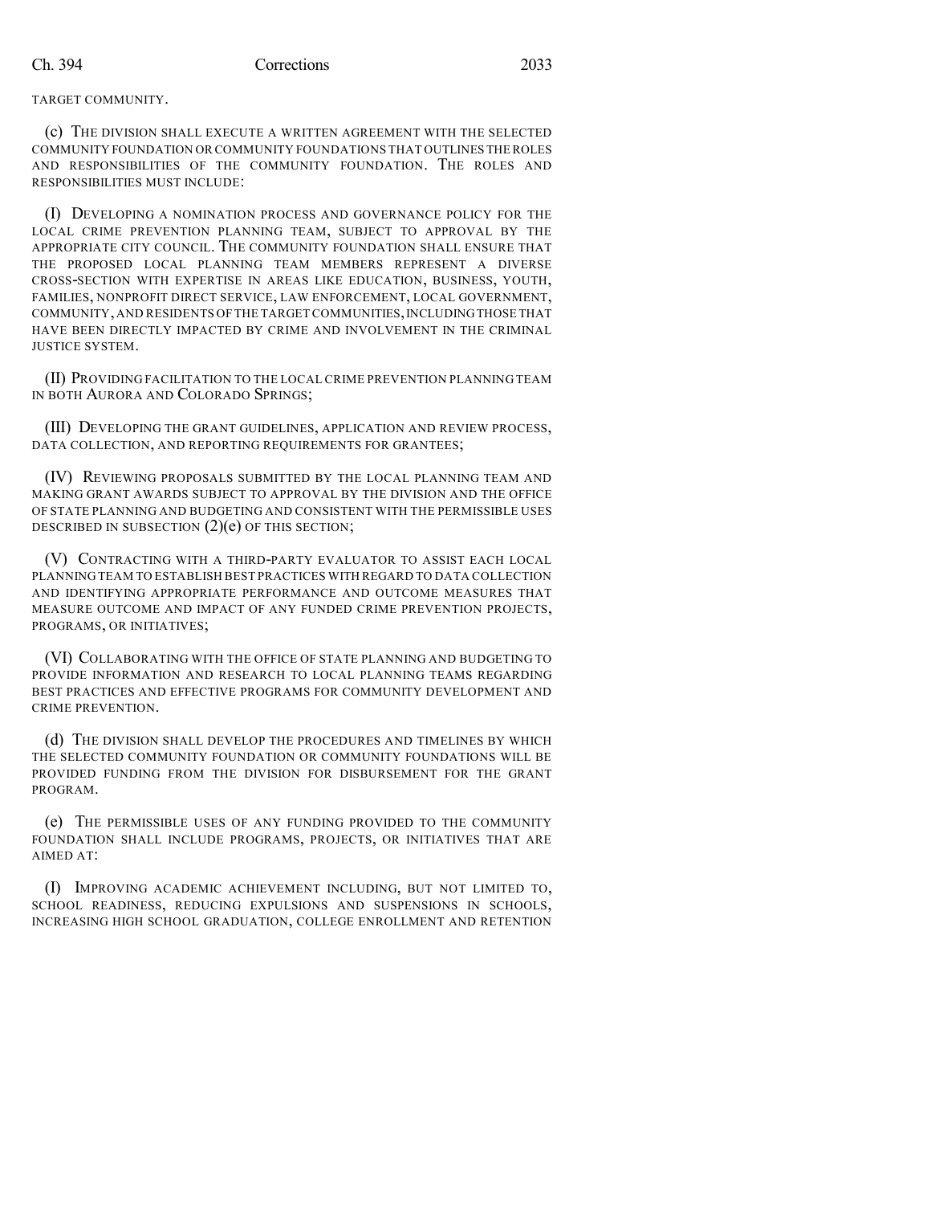TARGET COMMUNITY.

(c) THE DIVISION SHALL EXECUTE A WRITTEN AGREEMENT WITH THE SELECTED COMMUNITY FOUNDATION OR COMMUNITY FOUNDATIONS THAT OUTLINES THE ROLES AND RESPONSIBILITIES OF THE COMMUNITY FOUNDATION. THE ROLES AND RESPONSIBILITIES MUST INCLUDE:

(I) DEVELOPING A NOMINATION PROCESS AND GOVERNANCE POLICY FOR THE LOCAL CRIME PREVENTION PLANNING TEAM, SUBJECT TO APPROVAL BY THE APPROPRIATE CITY COUNCIL. THE COMMUNITY FOUNDATION SHALL ENSURE THAT THE PROPOSED LOCAL PLANNING TEAM MEMBERS REPRESENT A DIVERSE CROSS-SECTION WITH EXPERTISE IN AREAS LIKE EDUCATION, BUSINESS, YOUTH, FAMILIES, NONPROFIT DIRECT SERVICE, LAW ENFORCEMENT, LOCAL GOVERNMENT, COMMUNITY, AND RESIDENTS OF THE TARGET COMMUNITIES, INCLUDING THOSE THAT HAVE BEEN DIRECTLY IMPACTED BY CRIME AND INVOLVEMENT IN THE CRIMINAL JUSTICE SYSTEM.

(II) PROVIDING FACILITATION TO THE LOCAL CRIME PREVENTION PLANNING TEAM IN BOTH AURORA AND COLORADO SPRINGS;

(III) DEVELOPING THE GRANT GUIDELINES, APPLICATION AND REVIEW PROCESS, DATA COLLECTION, AND REPORTING REQUIREMENTS FOR GRANTEES;

(IV) REVIEWING PROPOSALS SUBMITTED BY THE LOCAL PLANNING TEAM AND MAKING GRANT AWARDS SUBJECT TO APPROVAL BY THE DIVISION AND THE OFFICE OF STATE PLANNING AND BUDGETING AND CONSISTENT WITH THE PERMISSIBLE USES DESCRIBED IN SUBSECTION (2)(e) OF THIS SECTION;

(V) CONTRACTING WITH A THIRD-PARTY EVALUATOR TO ASSIST EACH LOCAL PLANNING TEAM TO ESTABLISH BEST PRACTICES WITH REGARD TO DATA COLLECTION AND IDENTIFYING APPROPRIATE PERFORMANCE AND OUTCOME MEASURES THAT MEASURE OUTCOME AND IMPACT OF ANY FUNDED CRIME PREVENTION PROJECTS, PROGRAMS, OR INITIATIVES;

(VI) COLLABORATING WITH THE OFFICE OF STATE PLANNING AND BUDGETING TO PROVIDE INFORMATION AND RESEARCH TO LOCAL PLANNING TEAMS REGARDING BEST PRACTICES AND EFFECTIVE PROGRAMS FOR COMMUNITY DEVELOPMENT AND CRIME PREVENTION.

(d) THE DIVISION SHALL DEVELOP THE PROCEDURES AND TIMELINES BY WHICH THE SELECTED COMMUNITY FOUNDATION OR COMMUNITY FOUNDATIONS WILL BE PROVIDED FUNDING FROM THE DIVISION FOR DISBURSEMENT FOR THE GRANT PROGRAM.

(e) THE PERMISSIBLE USES OF ANY FUNDING PROVIDED TO THE COMMUNITY FOUNDATION SHALL INCLUDE PROGRAMS, PROJECTS, OR INITIATIVES THAT ARE AIMED AT:

(I) IMPROVING ACADEMIC ACHIEVEMENT INCLUDING, BUT NOT LIMITED TO, SCHOOL READINESS, REDUCING EXPULSIONS AND SUSPENSIONS IN SCHOOLS, INCREASING HIGH SCHOOL GRADUATION, COLLEGE ENROLLMENT AND RETENTION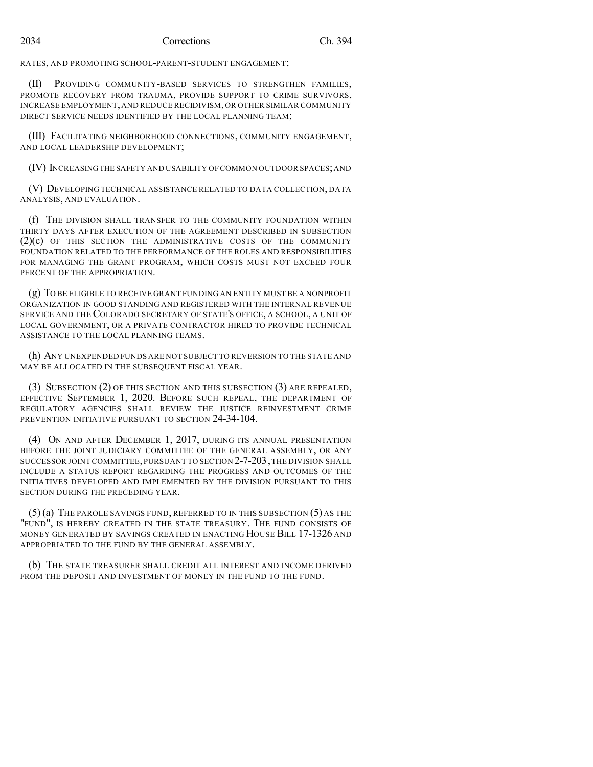RATES, AND PROMOTING SCHOOL-PARENT-STUDENT ENGAGEMENT;

(II) PROVIDING COMMUNITY-BASED SERVICES TO STRENGTHEN FAMILIES, PROMOTE RECOVERY FROM TRAUMA, PROVIDE SUPPORT TO CRIME SURVIVORS, INCREASE EMPLOYMENT, AND REDUCE RECIDIVISM, OR OTHER SIMILAR COMMUNITY DIRECT SERVICE NEEDS IDENTIFIED BY THE LOCAL PLANNING TEAM;

(III) FACILITATING NEIGHBORHOOD CONNECTIONS, COMMUNITY ENGAGEMENT, AND LOCAL LEADERSHIP DEVELOPMENT;

(IV) INCREASING THE SAFETY AND USABILITY OF COMMON OUTDOOR SPACES; AND

(V) DEVELOPING TECHNICAL ASSISTANCE RELATED TO DATA COLLECTION, DATA ANALYSIS, AND EVALUATION.

(f) THE DIVISION SHALL TRANSFER TO THE COMMUNITY FOUNDATION WITHIN THIRTY DAYS AFTER EXECUTION OF THE AGREEMENT DESCRIBED IN SUBSECTION (2)(c) OF THIS SECTION THE ADMINISTRATIVE COSTS OF THE COMMUNITY FOUNDATION RELATED TO THE PERFORMANCE OF THE ROLES AND RESPONSIBILITIES FOR MANAGING THE GRANT PROGRAM, WHICH COSTS MUST NOT EXCEED FOUR PERCENT OF THE APPROPRIATION.

(g) TO BE ELIGIBLE TO RECEIVE GRANT FUNDING AN ENTITY MUST BE A NONPROFIT ORGANIZATION IN GOOD STANDING AND REGISTERED WITH THE INTERNAL REVENUE SERVICE AND THE COLORADO SECRETARY OF STATE'S OFFICE, A SCHOOL, A UNIT OF LOCAL GOVERNMENT, OR A PRIVATE CONTRACTOR HIRED TO PROVIDE TECHNICAL ASSISTANCE TO THE LOCAL PLANNING TEAMS.

(h) ANY UNEXPENDED FUNDS ARE NOT SUBJECT TO REVERSION TO THE STATE AND MAY BE ALLOCATED IN THE SUBSEQUENT FISCAL YEAR.

(3) SUBSECTION (2) OF THIS SECTION AND THIS SUBSECTION (3) ARE REPEALED, EFFECTIVE SEPTEMBER 1, 2020. BEFORE SUCH REPEAL, THE DEPARTMENT OF REGULATORY AGENCIES SHALL REVIEW THE JUSTICE REINVESTMENT CRIME PREVENTION INITIATIVE PURSUANT TO SECTION 24-34-104.

(4) ON AND AFTER DECEMBER 1, 2017, DURING ITS ANNUAL PRESENTATION BEFORE THE JOINT JUDICIARY COMMITTEE OF THE GENERAL ASSEMBLY, OR ANY SUCCESSOR JOINT COMMITTEE, PURSUANT TO SECTION 2-7-203, THE DIVISION SHALL INCLUDE A STATUS REPORT REGARDING THE PROGRESS AND OUTCOMES OF THE INITIATIVES DEVELOPED AND IMPLEMENTED BY THE DIVISION PURSUANT TO THIS SECTION DURING THE PRECEDING YEAR.

(5) (a) THE PAROLE SAVINGS FUND, REFERRED TO IN THIS SUBSECTION (5) AS THE "FUND", IS HEREBY CREATED IN THE STATE TREASURY. THE FUND CONSISTS OF MONEY GENERATED BY SAVINGS CREATED IN ENACTING HOUSE BILL 17-1326 AND APPROPRIATED TO THE FUND BY THE GENERAL ASSEMBLY.

(b) THE STATE TREASURER SHALL CREDIT ALL INTEREST AND INCOME DERIVED FROM THE DEPOSIT AND INVESTMENT OF MONEY IN THE FUND TO THE FUND.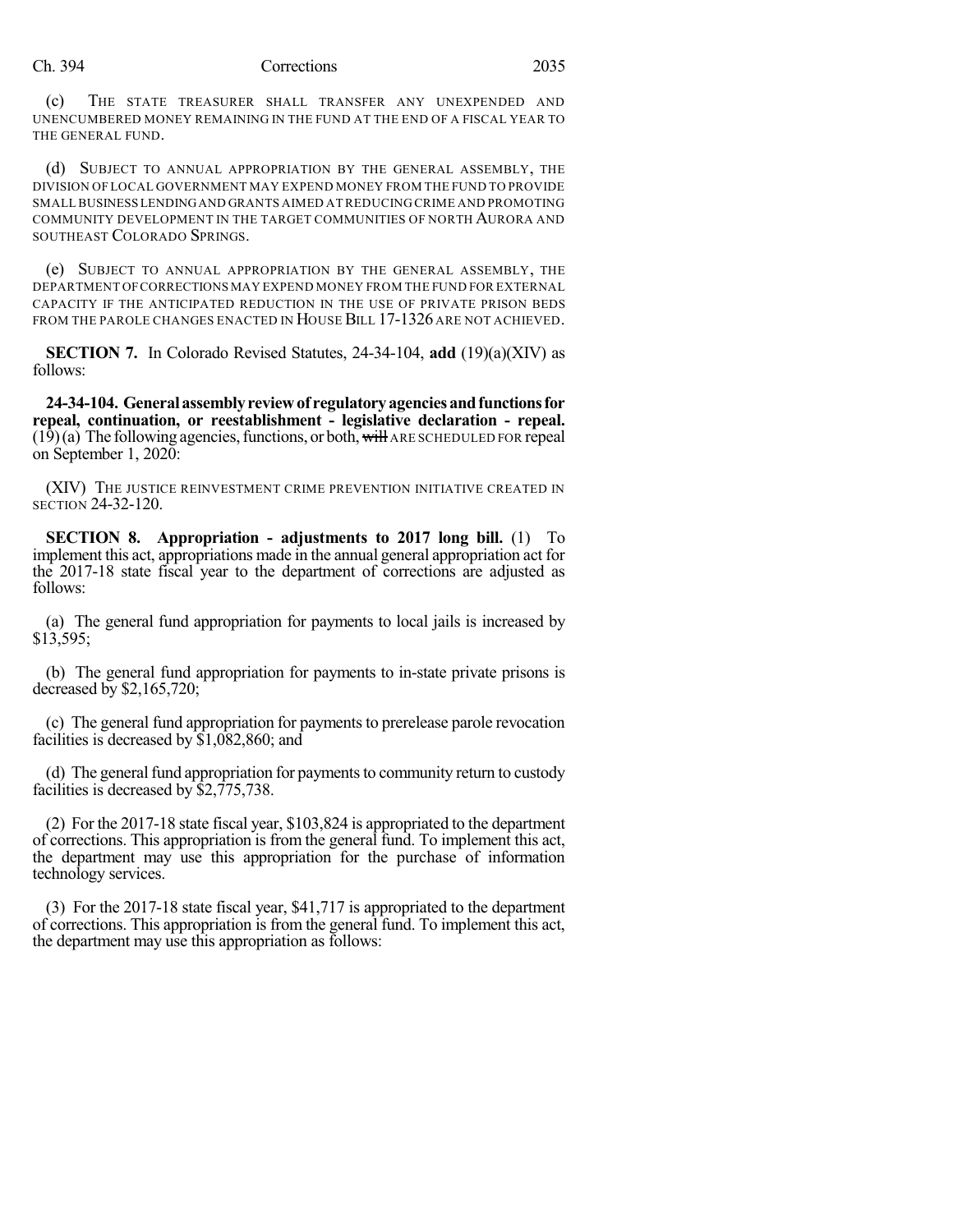(c) THE STATE TREASURER SHALL TRANSFER ANY UNEXPENDED AND UNENCUMBERED MONEY REMAINING IN THE FUND AT THE END OF A FISCAL YEAR TO THE GENERAL FUND.

(d) SUBJECT TO ANNUAL APPROPRIATION BY THE GENERAL ASSEMBLY, THE DIVISION OF LOCAL GOVERNMENT MAY EXPEND MONEY FROM THE FUND TO PROVIDE SMALL BUSINESS LENDING AND GRANTS AIMED AT REDUCING CRIME AND PROMOTING COMMUNITY DEVELOPMENT IN THE TARGET COMMUNITIES OF NORTH AURORA AND SOUTHEAST COLORADO SPRINGS.

(e) SUBJECT TO ANNUAL APPROPRIATION BY THE GENERAL ASSEMBLY, THE DEPARTMENT OF CORRECTIONS MAY EXPEND MONEY FROM THE FUND FOR EXTERNAL CAPACITY IF THE ANTICIPATED REDUCTION IN THE USE OF PRIVATE PRISON BEDS FROM THE PAROLE CHANGES ENACTED IN HOUSE BILL 17-1326 ARE NOT ACHIEVED.

**SECTION 7.** In Colorado Revised Statutes, 24-34-104, **add** (19)(a)(XIV) as follows:

**24-34-104. General assembly review of regulatory agencies and functions for repeal, continuation, or reestablishment - legislative declaration - repeal.** (19) (a) The following agencies, functions, or both, ~~will~~ ARE SCHEDULED FOR repeal on September 1, 2020:

(XIV) THE JUSTICE REINVESTMENT CRIME PREVENTION INITIATIVE CREATED IN SECTION 24-32-120.

**SECTION 8. Appropriation - adjustments to 2017 long bill.** (1) To implement this act, appropriations made in the annual general appropriation act for the 2017-18 state fiscal year to the department of corrections are adjusted as follows:

(a) The general fund appropriation for payments to local jails is increased by $13,595;

(b) The general fund appropriation for payments to in-state private prisons is decreased by $2,165,720;

(c) The general fund appropriation for payments to prerelease parole revocation facilities is decreased by $1,082,860; and

(d) The general fund appropriation for payments to community return to custody facilities is decreased by $2,775,738.

(2) For the 2017-18 state fiscal year, $103,824 is appropriated to the department of corrections. This appropriation is from the general fund. To implement this act, the department may use this appropriation for the purchase of information technology services.

(3) For the 2017-18 state fiscal year, $41,717 is appropriated to the department of corrections. This appropriation is from the general fund. To implement this act, the department may use this appropriation as follows: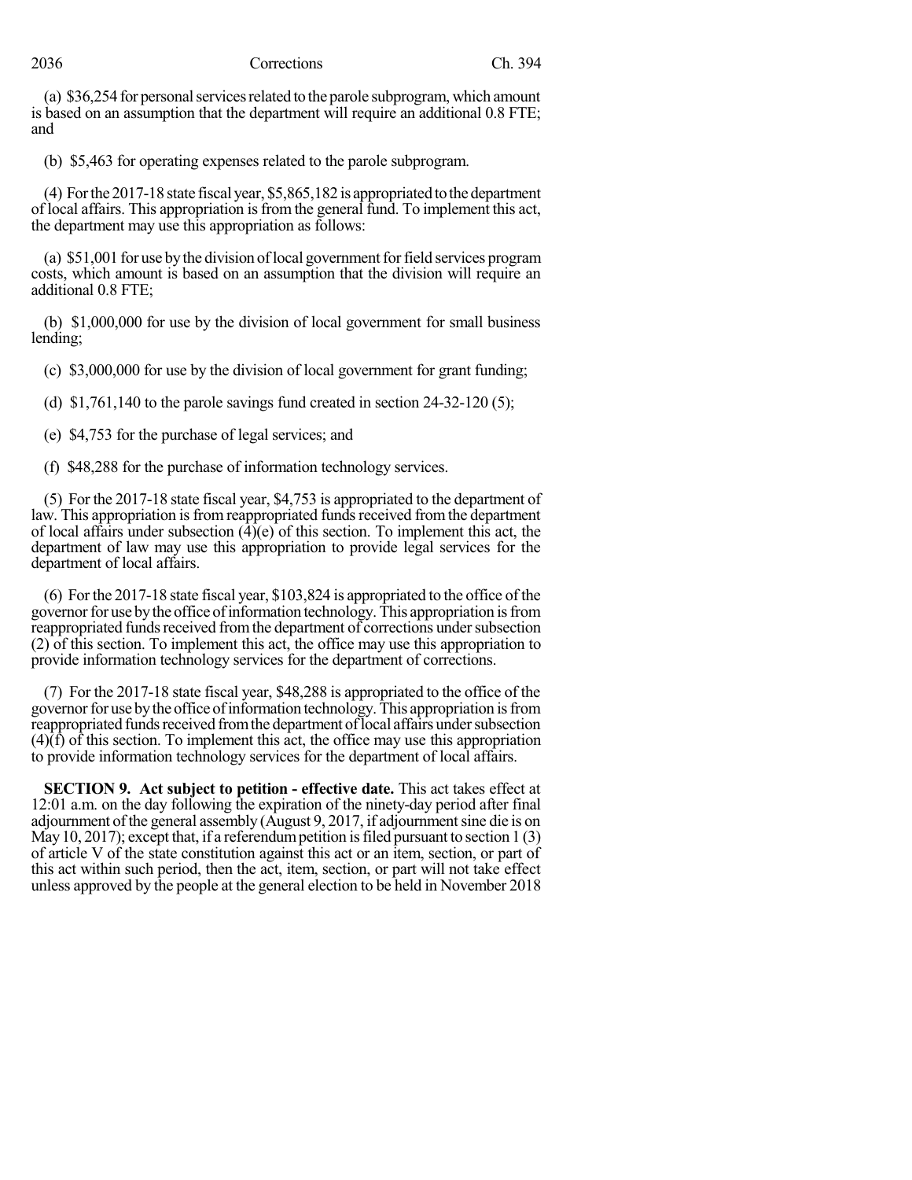(a) $36,254 for personal services related to the parole subprogram, which amount is based on an assumption that the department will require an additional 0.8 FTE; and

(b) $5,463 for operating expenses related to the parole subprogram.

(4) For the 2017-18 state fiscal year, $5,865,182 is appropriated to the department of local affairs. This appropriation is from the general fund. To implement this act, the department may use this appropriation as follows:

(a) $51,001 for use by the division of local government for field services program costs, which amount is based on an assumption that the division will require an additional 0.8 FTE;

(b) $1,000,000 for use by the division of local government for small business lending;

(c) $3,000,000 for use by the division of local government for grant funding;

(d) $1,761,140 to the parole savings fund created in section 24-32-120 (5);

(e) $4,753 for the purchase of legal services; and

(f) $48,288 for the purchase of information technology services.

(5) For the 2017-18 state fiscal year, $4,753 is appropriated to the department of law. This appropriation is from reappropriated funds received from the department of local affairs under subsection (4)(e) of this section. To implement this act, the department of law may use this appropriation to provide legal services for the department of local affairs.

(6) For the 2017-18 state fiscal year, $103,824 is appropriated to the office of the governor for use by the office of information technology. This appropriation is from reappropriated funds received from the department of corrections under subsection (2) of this section. To implement this act, the office may use this appropriation to provide information technology services for the department of corrections.

(7) For the 2017-18 state fiscal year, $48,288 is appropriated to the office of the governor for use by the office of information technology. This appropriation is from reappropriated funds received from the department of local affairs under subsection (4)(f) of this section. To implement this act, the office may use this appropriation to provide information technology services for the department of local affairs.

**SECTION 9. Act subject to petition - effective date.** This act takes effect at 12:01 a.m. on the day following the expiration of the ninety-day period after final adjournment of the general assembly (August 9, 2017, if adjournment sine die is on May 10, 2017); except that, if a referendum petition is filed pursuant to section 1 (3) of article V of the state constitution against this act or an item, section, or part of this act within such period, then the act, item, section, or part will not take effect unless approved by the people at the general election to be held in November 2018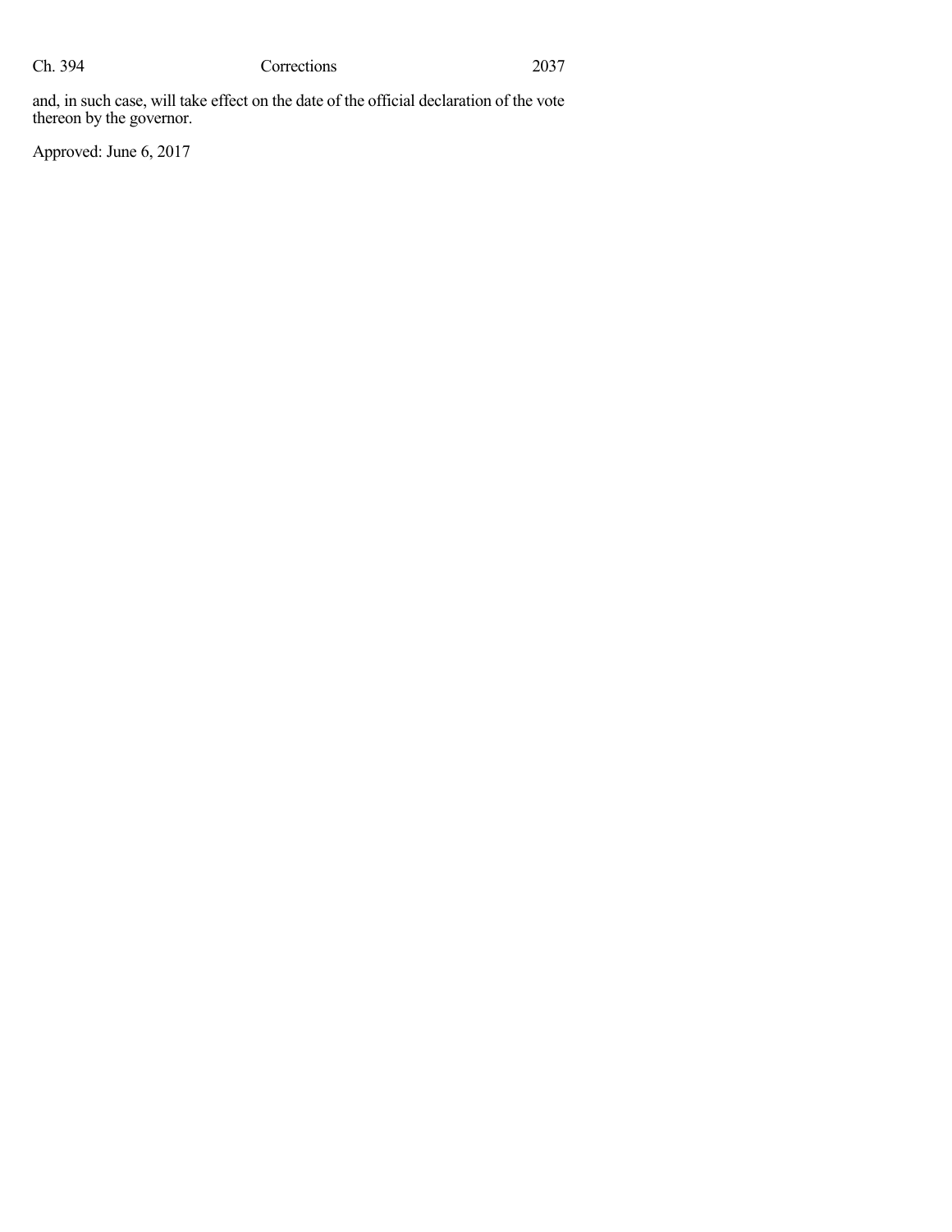and, in such case, will take effect on the date of the official declaration of the vote thereon by the governor.

Approved: June 6, 2017